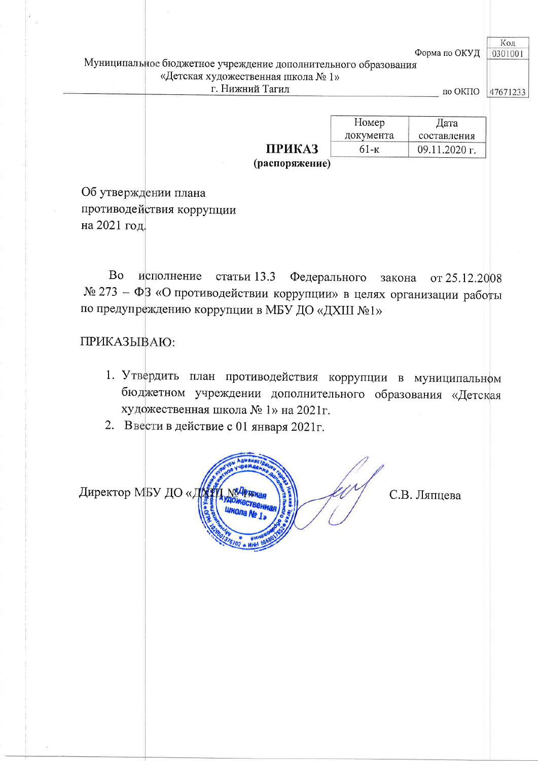| | | Код |
|---|---|---|
| | Форма по ОКУД | 0301001 |
| Муниципальное бюджетное учреждение дополнительного образования «Детская художественная школа № 1» г. Нижний Тагил | по ОКПО | 47671233 |

| | Номер документа | Дата составления |
|---|---|---|
| **ПРИКАЗ (распоряжение)** | 61-к | 09.11.2020 г. |

Об утверждении плана
противодействия коррупции
на 2021 год.

Во исполнение статьи 13.3 Федерального закона от 25.12.2008 № 273 – ФЗ «О противодействии коррупции» в целях организации работы по предупреждению коррупции в МБУ ДО «ДХШ №1»

ПРИКАЗЫВАЮ:

1. Утвердить план противодействия коррупции в муниципальном бюджетном учреждении дополнительного образования «Детская художественная школа № 1» на 2021г.
2. Ввести в действие с 01 января 2021г.

Директор МБУ ДО «ДХШ №1» С.В. Ляпцева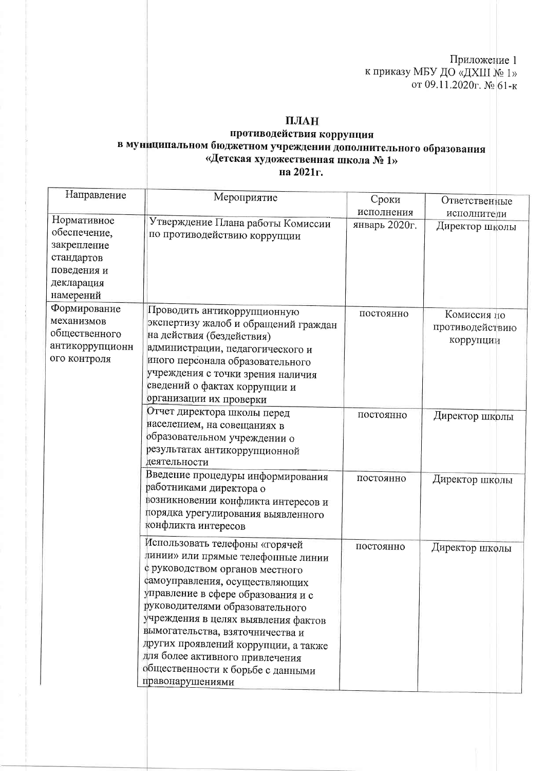Приложение 1
к приказу МБУ ДО «ДХШ № 1»
от 09.11.2020г. № 61-к

**ПЛАН**
**противодействия коррупция**
**в муниципальном бюджетном учреждении дополнительного образования**
**«Детская художественная школа № 1»**
**на 2021г.**

| Направление | Мероприятие | Сроки исполнения | Ответственные исполнители |
|---|---|---|---|
| Нормативное обеспечение, закрепление стандартов поведения и декларация намерений | Утверждение Плана работы Комиссии по противодействию коррупции | январь 2020г. | Директор школы |
| Формирование механизмов общественного антикоррупционного контроля | Проводить антикоррупционную экспертизу жалоб и обращений граждан на действия (бездействия) администрации, педагогического и иного персонала образовательного учреждения с точки зрения наличия сведений о фактах коррупции и организации их проверки | постоянно | Комиссия по противодействию коррупции |
| | Отчет директора школы перед населением, на совещаниях в образовательном учреждении о результатах антикоррупционной деятельности | постоянно | Директор школы |
| | Введение процедуры информирования работниками директора о возникновении конфликта интересов и порядка урегулирования выявленного конфликта интересов | постоянно | Директор школы |
| | Использовать телефоны «горячей линии» или прямые телефонные линии с руководством органов местного самоуправления, осуществляющих управление в сфере образования и с руководителями образовательного учреждения в целях выявления фактов вымогательства, взяточничества и других проявлений коррупции, а также для более активного привлечения общественности к борьбе с данными правонарушениями | постоянно | Директор школы |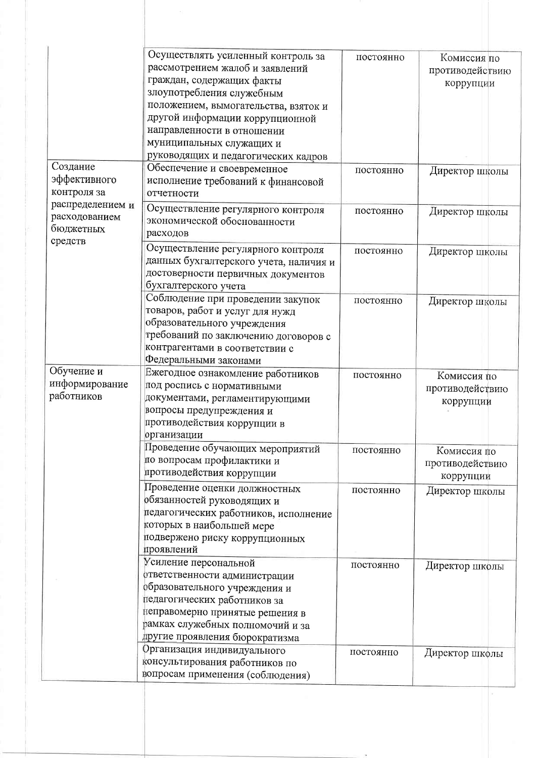|  |  |  |  |
|---|---|---|---|
|  | Осуществлять усиленный контроль за рассмотрением жалоб и заявлений граждан, содержащих факты злоупотребления служебным положением, вымогательства, взяток и другой информации коррупционной направленности в отношении муниципальных служащих и руководящих и педагогических кадров | постоянно | Комиссия по противодействию коррупции |
| Создание эффективного контроля за распределением и расходованием бюджетных средств | Обеспечение и своевременное исполнение требований к финансовой отчетности | постоянно | Директор школы |
|  | Осуществление регулярного контроля экономической обоснованности расходов | постоянно | Директор школы |
|  | Осуществление регулярного контроля данных бухгалтерского учета, наличия и достоверности первичных документов бухгалтерского учета | постоянно | Директор школы |
|  | Соблюдение при проведении закупок товаров, работ и услуг для нужд образовательного учреждения требований по заключению договоров с контрагентами в соответствии с Федеральными законами | постоянно | Директор школы |
| Обучение и информирование работников | Ежегодное ознакомление работников под роспись с нормативными документами, регламентирующими вопросы предупреждения и противодействия коррупции в организации | постоянно | Комиссия по противодействию коррупции |
|  | Проведение обучающих мероприятий по вопросам профилактики и противодействия коррупции | постоянно | Комиссия по противодействию коррупции |
|  | Проведение оценки должностных обязанностей руководящих и педагогических работников, исполнение которых в наибольшей мере подвержено риску коррупционных проявлений | постоянно | Директор школы |
|  | Усиление персональной ответственности администрации образовательного учреждения и педагогических работников за неправомерно принятые решения в рамках служебных полномочий и за другие проявления бюрократизма | постоянно | Директор школы |
|  | Организация индивидуального консультирования работников по вопросам применения (соблюдения) | постоянно | Директор школы |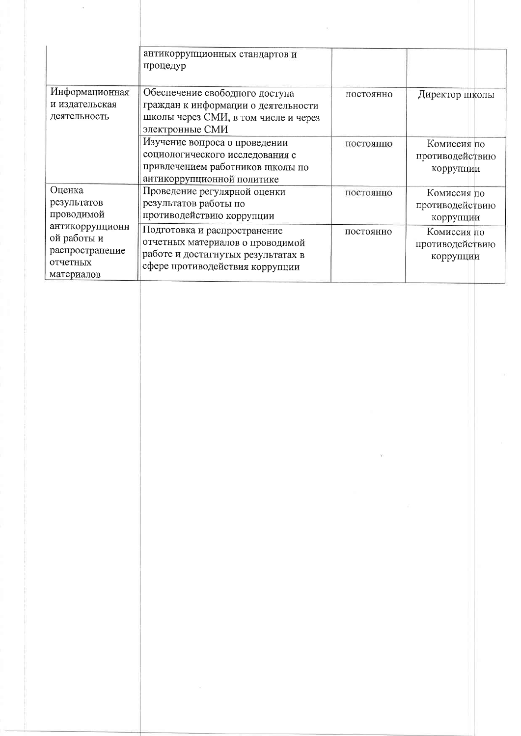| | | | |
|---|---|---|---|
| | антикоррупционных стандартов и процедур | | |
| Информационная и издательская деятельность | Обеспечение свободного доступа граждан к информации о деятельности школы через СМИ, в том числе и через электронные СМИ | постоянно | Директор школы |
| | Изучение вопроса о проведении социологического исследования с привлечением работников школы по антикоррупционной политике | постоянно | Комиссия по противодействию коррупции |
| Оценка результатов проводимой антикоррупционной работы и распространение отчетных материалов | Проведение регулярной оценки результатов работы по противодействию коррупции | постоянно | Комиссия по противодействию коррупции |
| | Подготовка и распространение отчетных материалов о проводимой работе и достигнутых результатах в сфере противодействия коррупции | постоянно | Комиссия по противодействию коррупции |